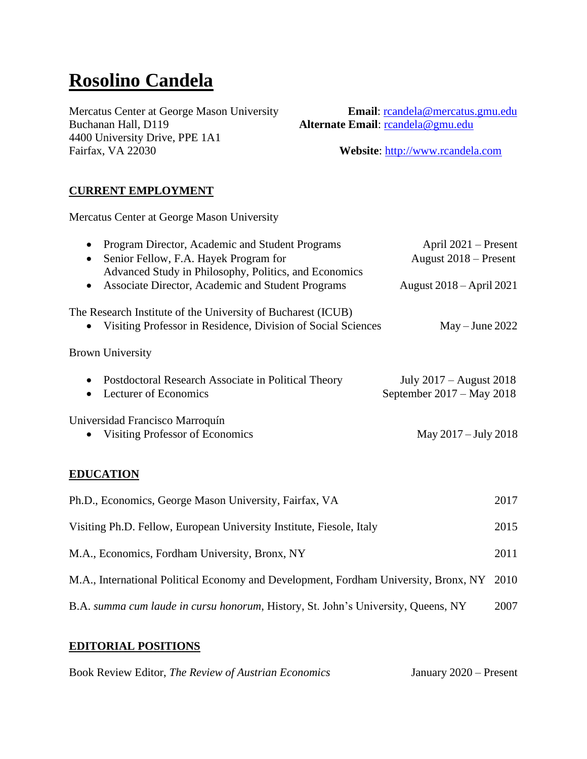# Rosolino Candela

Mercatus Center at George Mason University
Buchanan Hall, D119
4400 University Drive, PPE 1A1
Fairfax, VA 22030

**Email**: rcandela@mercatus.gmu.edu
**Alternate Email**: rcandela@gmu.edu

**Website**: http://www.rcandela.com

## CURRENT EMPLOYMENT

Mercatus Center at George Mason University

- Program Director, Academic and Student Programs — April 2021 – Present
- Senior Fellow, F.A. Hayek Program for Advanced Study in Philosophy, Politics, and Economics — August 2018 – Present
- Associate Director, Academic and Student Programs — August 2018 – April 2021

The Research Institute of the University of Bucharest (ICUB)

- Visiting Professor in Residence, Division of Social Sciences — May – June 2022

Brown University

- Postdoctoral Research Associate in Political Theory — July 2017 – August 2018
- Lecturer of Economics — September 2017 – May 2018

Universidad Francisco Marroquín

- Visiting Professor of Economics — May 2017 – July 2018

## EDUCATION

Ph.D., Economics, George Mason University, Fairfax, VA — 2017

Visiting Ph.D. Fellow, European University Institute, Fiesole, Italy — 2015

M.A., Economics, Fordham University, Bronx, NY — 2011

M.A., International Political Economy and Development, Fordham University, Bronx, NY — 2010

B.A. *summa cum laude in cursu honorum*, History, St. John's University, Queens, NY — 2007

## EDITORIAL POSITIONS

Book Review Editor, *The Review of Austrian Economics* — January 2020 – Present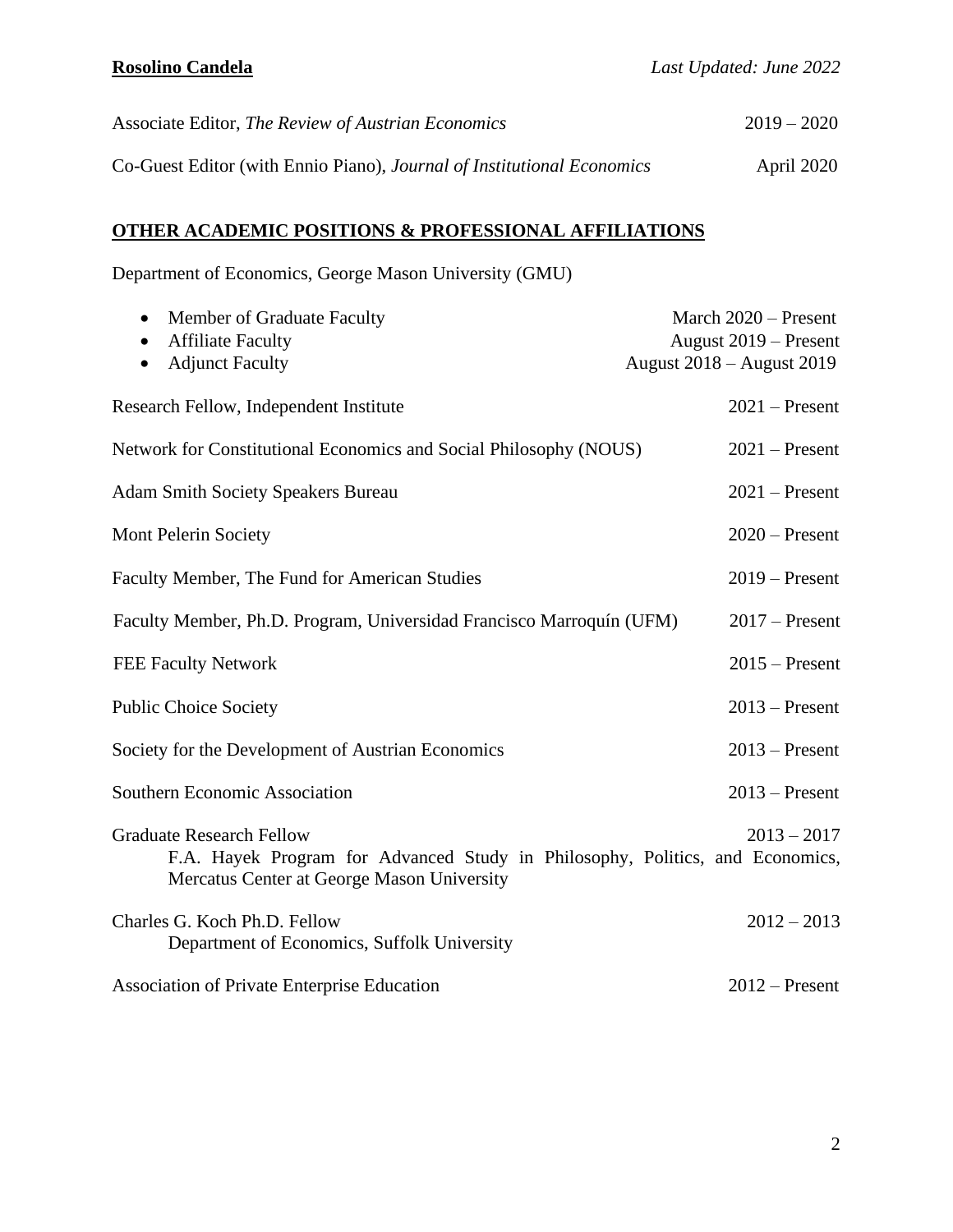Associate Editor, *The Review of Austrian Economics* 2019 – 2020

Co-Guest Editor (with Ennio Piano), *Journal of Institutional Economics* April 2020

## OTHER ACADEMIC POSITIONS & PROFESSIONAL AFFILIATIONS

Department of Economics, George Mason University (GMU)

- Member of Graduate Faculty March 2020 – Present
- Affiliate Faculty August 2019 – Present
- Adjunct Faculty August 2018 – August 2019

Research Fellow, Independent Institute 2021 – Present

Network for Constitutional Economics and Social Philosophy (NOUS) 2021 – Present

Adam Smith Society Speakers Bureau 2021 – Present

Mont Pelerin Society 2020 – Present

Faculty Member, The Fund for American Studies 2019 – Present

Faculty Member, Ph.D. Program, Universidad Francisco Marroquín (UFM) 2017 – Present

FEE Faculty Network 2015 – Present

Public Choice Society 2013 – Present

Society for the Development of Austrian Economics 2013 – Present

Southern Economic Association 2013 – Present

Graduate Research Fellow 2013 – 2017
F.A. Hayek Program for Advanced Study in Philosophy, Politics, and Economics, Mercatus Center at George Mason University

Charles G. Koch Ph.D. Fellow 2012 – 2013
Department of Economics, Suffolk University

Association of Private Enterprise Education 2012 – Present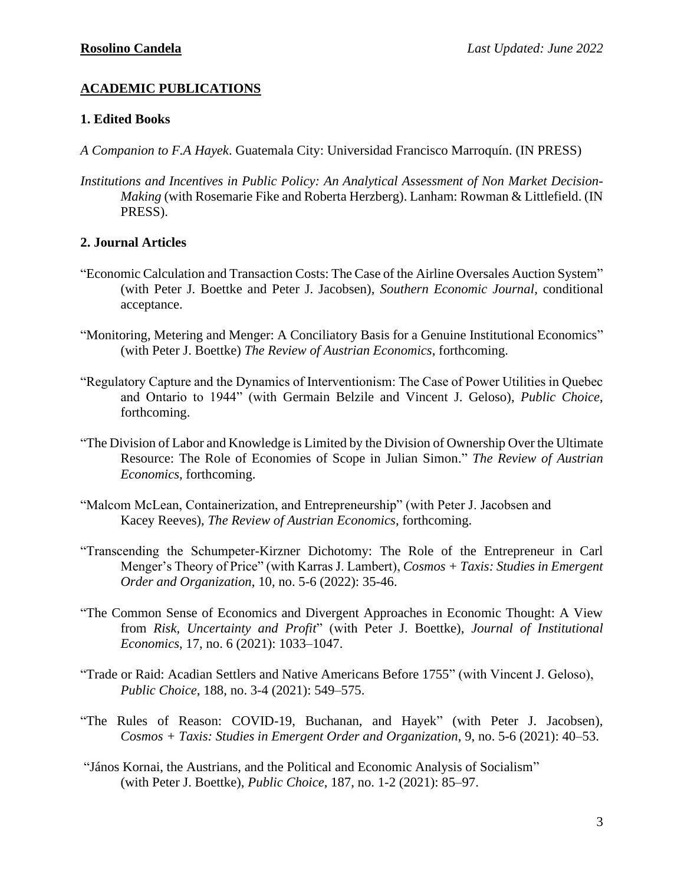## ACADEMIC PUBLICATIONS

### 1. Edited Books

*A Companion to F.A Hayek*. Guatemala City: Universidad Francisco Marroquín. (IN PRESS)

*Institutions and Incentives in Public Policy: An Analytical Assessment of Non Market Decision-Making* (with Rosemarie Fike and Roberta Herzberg). Lanham: Rowman & Littlefield. (IN PRESS).

### 2. Journal Articles

"Economic Calculation and Transaction Costs: The Case of the Airline Oversales Auction System" (with Peter J. Boettke and Peter J. Jacobsen), *Southern Economic Journal*, conditional acceptance.

"Monitoring, Metering and Menger: A Conciliatory Basis for a Genuine Institutional Economics" (with Peter J. Boettke) *The Review of Austrian Economics*, forthcoming.

"Regulatory Capture and the Dynamics of Interventionism: The Case of Power Utilities in Quebec and Ontario to 1944" (with Germain Belzile and Vincent J. Geloso), *Public Choice*, forthcoming.

"The Division of Labor and Knowledge is Limited by the Division of Ownership Over the Ultimate Resource: The Role of Economies of Scope in Julian Simon." *The Review of Austrian Economics*, forthcoming.

"Malcom McLean, Containerization, and Entrepreneurship" (with Peter J. Jacobsen and Kacey Reeves), *The Review of Austrian Economics*, forthcoming.

"Transcending the Schumpeter-Kirzner Dichotomy: The Role of the Entrepreneur in Carl Menger's Theory of Price" (with Karras J. Lambert), *Cosmos + Taxis: Studies in Emergent Order and Organization*, 10, no. 5-6 (2022): 35-46.

"The Common Sense of Economics and Divergent Approaches in Economic Thought: A View from *Risk, Uncertainty and Profit*" (with Peter J. Boettke), *Journal of Institutional Economics*, 17, no. 6 (2021): 1033–1047.

"Trade or Raid: Acadian Settlers and Native Americans Before 1755" (with Vincent J. Geloso), *Public Choice*, 188, no. 3-4 (2021): 549–575.

"The Rules of Reason: COVID-19, Buchanan, and Hayek" (with Peter J. Jacobsen), *Cosmos + Taxis: Studies in Emergent Order and Organization*, 9, no. 5-6 (2021): 40–53.

"János Kornai, the Austrians, and the Political and Economic Analysis of Socialism" (with Peter J. Boettke), *Public Choice*, 187, no. 1-2 (2021): 85–97.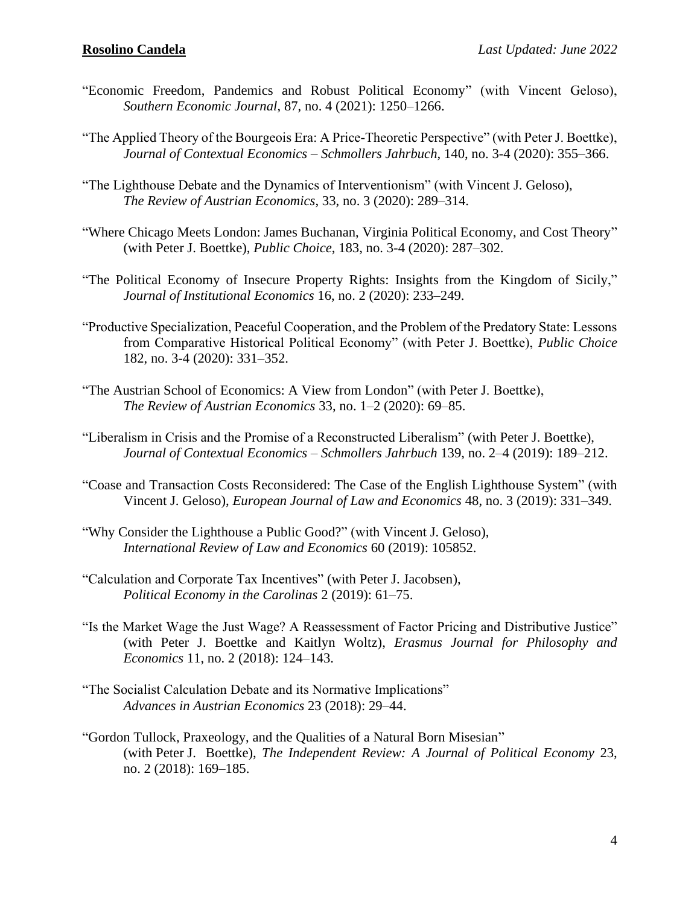"Economic Freedom, Pandemics and Robust Political Economy" (with Vincent Geloso), *Southern Economic Journal*, 87, no. 4 (2021): 1250–1266.

"The Applied Theory of the Bourgeois Era: A Price-Theoretic Perspective" (with Peter J. Boettke), *Journal of Contextual Economics – Schmollers Jahrbuch*, 140, no. 3-4 (2020): 355–366.

"The Lighthouse Debate and the Dynamics of Interventionism" (with Vincent J. Geloso), *The Review of Austrian Economics*, 33, no. 3 (2020): 289–314.

"Where Chicago Meets London: James Buchanan, Virginia Political Economy, and Cost Theory" (with Peter J. Boettke), *Public Choice*, 183, no. 3-4 (2020): 287–302.

"The Political Economy of Insecure Property Rights: Insights from the Kingdom of Sicily," *Journal of Institutional Economics* 16, no. 2 (2020): 233–249.

"Productive Specialization, Peaceful Cooperation, and the Problem of the Predatory State: Lessons from Comparative Historical Political Economy" (with Peter J. Boettke), *Public Choice* 182, no. 3-4 (2020): 331–352.

"The Austrian School of Economics: A View from London" (with Peter J. Boettke), *The Review of Austrian Economics* 33, no. 1–2 (2020): 69–85.

"Liberalism in Crisis and the Promise of a Reconstructed Liberalism" (with Peter J. Boettke), *Journal of Contextual Economics – Schmollers Jahrbuch* 139, no. 2–4 (2019): 189–212.

"Coase and Transaction Costs Reconsidered: The Case of the English Lighthouse System" (with Vincent J. Geloso), *European Journal of Law and Economics* 48, no. 3 (2019): 331–349.

"Why Consider the Lighthouse a Public Good?" (with Vincent J. Geloso), *International Review of Law and Economics* 60 (2019): 105852.

"Calculation and Corporate Tax Incentives" (with Peter J. Jacobsen), *Political Economy in the Carolinas* 2 (2019): 61–75.

"Is the Market Wage the Just Wage? A Reassessment of Factor Pricing and Distributive Justice" (with Peter J. Boettke and Kaitlyn Woltz), *Erasmus Journal for Philosophy and Economics* 11, no. 2 (2018): 124–143.

"The Socialist Calculation Debate and its Normative Implications" *Advances in Austrian Economics* 23 (2018): 29–44.

"Gordon Tullock, Praxeology, and the Qualities of a Natural Born Misesian" (with Peter J. Boettke), *The Independent Review: A Journal of Political Economy* 23, no. 2 (2018): 169–185.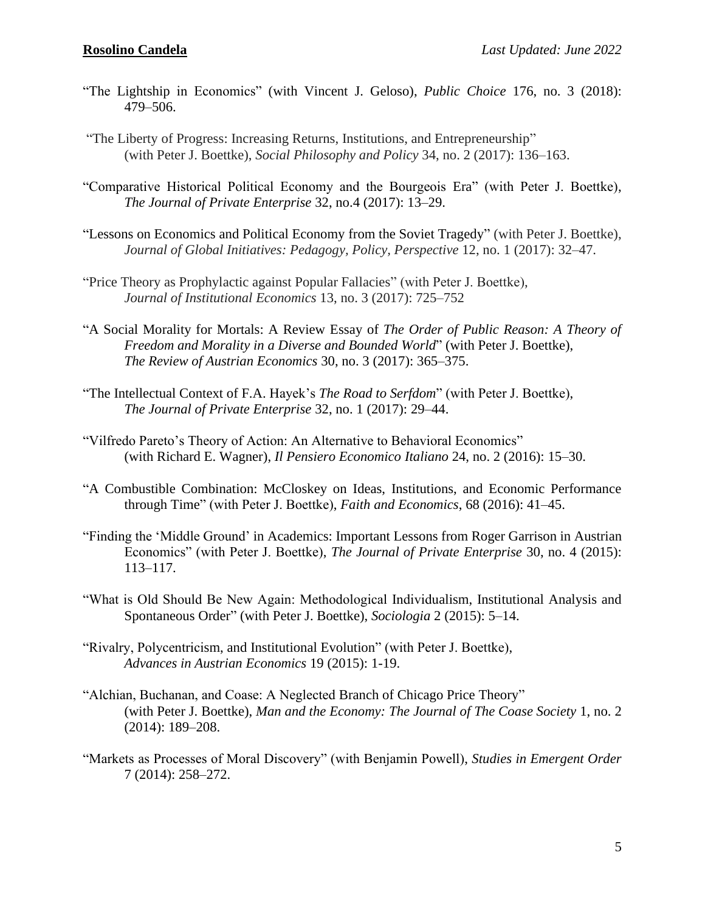"The Lightship in Economics" (with Vincent J. Geloso), *Public Choice* 176, no. 3 (2018): 479–506.

"The Liberty of Progress: Increasing Returns, Institutions, and Entrepreneurship" (with Peter J. Boettke), *Social Philosophy and Policy* 34, no. 2 (2017): 136–163.

"Comparative Historical Political Economy and the Bourgeois Era" (with Peter J. Boettke), *The Journal of Private Enterprise* 32, no.4 (2017): 13–29.

"Lessons on Economics and Political Economy from the Soviet Tragedy" (with Peter J. Boettke), *Journal of Global Initiatives: Pedagogy, Policy, Perspective* 12, no. 1 (2017): 32–47.

"Price Theory as Prophylactic against Popular Fallacies" (with Peter J. Boettke), *Journal of Institutional Economics* 13, no. 3 (2017): 725–752

"A Social Morality for Mortals: A Review Essay of *The Order of Public Reason: A Theory of Freedom and Morality in a Diverse and Bounded World*" (with Peter J. Boettke), *The Review of Austrian Economics* 30, no. 3 (2017): 365–375.

"The Intellectual Context of F.A. Hayek's *The Road to Serfdom*" (with Peter J. Boettke), *The Journal of Private Enterprise* 32, no. 1 (2017): 29–44.

"Vilfredo Pareto's Theory of Action: An Alternative to Behavioral Economics" (with Richard E. Wagner), *Il Pensiero Economico Italiano* 24, no. 2 (2016): 15–30.

"A Combustible Combination: McCloskey on Ideas, Institutions, and Economic Performance through Time" (with Peter J. Boettke), *Faith and Economics*, 68 (2016): 41–45.

"Finding the 'Middle Ground' in Academics: Important Lessons from Roger Garrison in Austrian Economics" (with Peter J. Boettke), *The Journal of Private Enterprise* 30, no. 4 (2015): 113–117.

"What is Old Should Be New Again: Methodological Individualism, Institutional Analysis and Spontaneous Order" (with Peter J. Boettke), *Sociologia* 2 (2015): 5–14.

"Rivalry, Polycentricism, and Institutional Evolution" (with Peter J. Boettke), *Advances in Austrian Economics* 19 (2015): 1-19.

"Alchian, Buchanan, and Coase: A Neglected Branch of Chicago Price Theory" (with Peter J. Boettke), *Man and the Economy: The Journal of The Coase Society* 1, no. 2 (2014): 189–208.

"Markets as Processes of Moral Discovery" (with Benjamin Powell), *Studies in Emergent Order* 7 (2014): 258–272.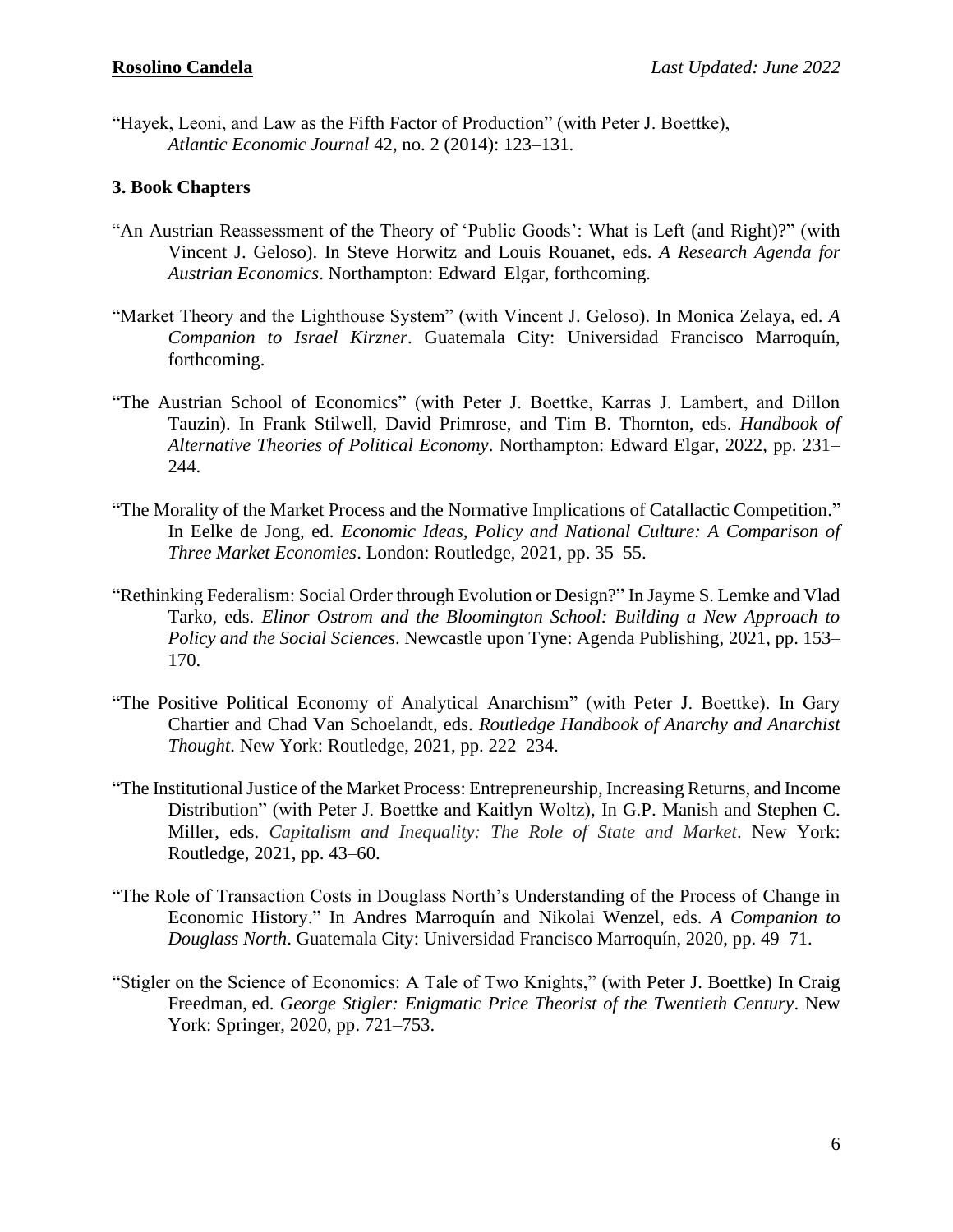"Hayek, Leoni, and Law as the Fifth Factor of Production" (with Peter J. Boettke), *Atlantic Economic Journal* 42, no. 2 (2014): 123–131.

### 3. Book Chapters

"An Austrian Reassessment of the Theory of 'Public Goods': What is Left (and Right)?" (with Vincent J. Geloso). In Steve Horwitz and Louis Rouanet, eds. *A Research Agenda for Austrian Economics*. Northampton: Edward Elgar, forthcoming.

"Market Theory and the Lighthouse System" (with Vincent J. Geloso). In Monica Zelaya, ed. *A Companion to Israel Kirzner*. Guatemala City: Universidad Francisco Marroquín, forthcoming.

"The Austrian School of Economics" (with Peter J. Boettke, Karras J. Lambert, and Dillon Tauzin). In Frank Stilwell, David Primrose, and Tim B. Thornton, eds. *Handbook of Alternative Theories of Political Economy*. Northampton: Edward Elgar, 2022, pp. 231–244.

"The Morality of the Market Process and the Normative Implications of Catallactic Competition." In Eelke de Jong, ed. *Economic Ideas, Policy and National Culture: A Comparison of Three Market Economies*. London: Routledge, 2021, pp. 35–55.

"Rethinking Federalism: Social Order through Evolution or Design?" In Jayme S. Lemke and Vlad Tarko, eds. *Elinor Ostrom and the Bloomington School: Building a New Approach to Policy and the Social Sciences*. Newcastle upon Tyne: Agenda Publishing, 2021, pp. 153–170.

"The Positive Political Economy of Analytical Anarchism" (with Peter J. Boettke). In Gary Chartier and Chad Van Schoelandt, eds. *Routledge Handbook of Anarchy and Anarchist Thought*. New York: Routledge, 2021, pp. 222–234.

"The Institutional Justice of the Market Process: Entrepreneurship, Increasing Returns, and Income Distribution" (with Peter J. Boettke and Kaitlyn Woltz), In G.P. Manish and Stephen C. Miller, eds. *Capitalism and Inequality: The Role of State and Market*. New York: Routledge, 2021, pp. 43–60.

"The Role of Transaction Costs in Douglass North's Understanding of the Process of Change in Economic History." In Andres Marroquín and Nikolai Wenzel, eds. *A Companion to Douglass North*. Guatemala City: Universidad Francisco Marroquín, 2020, pp. 49–71.

"Stigler on the Science of Economics: A Tale of Two Knights," (with Peter J. Boettke) In Craig Freedman, ed. *George Stigler: Enigmatic Price Theorist of the Twentieth Century*. New York: Springer, 2020, pp. 721–753.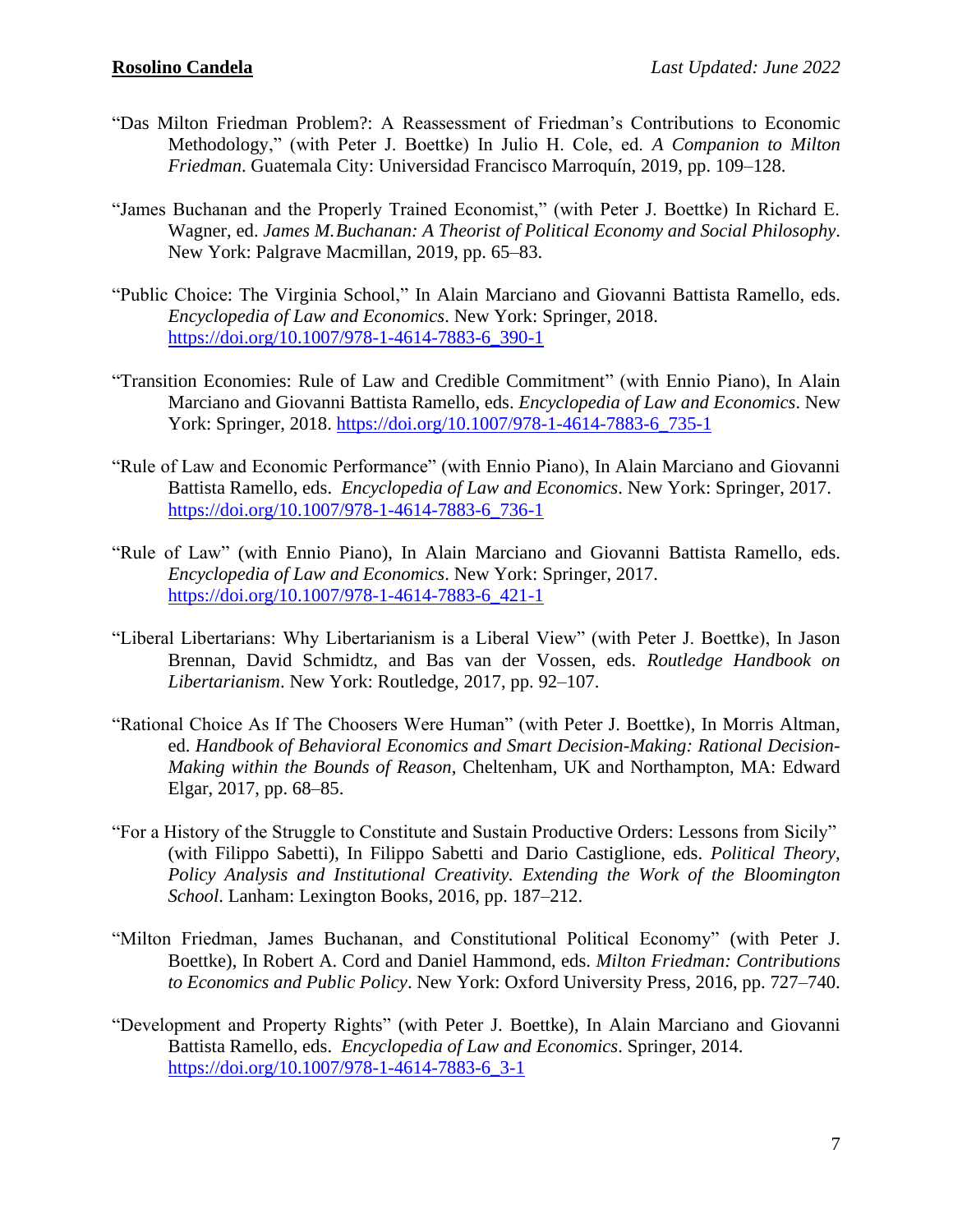"Das Milton Friedman Problem?: A Reassessment of Friedman's Contributions to Economic Methodology," (with Peter J. Boettke) In Julio H. Cole, ed. *A Companion to Milton Friedman*. Guatemala City: Universidad Francisco Marroquín, 2019, pp. 109–128.

"James Buchanan and the Properly Trained Economist," (with Peter J. Boettke) In Richard E. Wagner, ed. *James M. Buchanan: A Theorist of Political Economy and Social Philosophy*. New York: Palgrave Macmillan, 2019, pp. 65–83.

"Public Choice: The Virginia School," In Alain Marciano and Giovanni Battista Ramello, eds. *Encyclopedia of Law and Economics*. New York: Springer, 2018. https://doi.org/10.1007/978-1-4614-7883-6_390-1

"Transition Economies: Rule of Law and Credible Commitment" (with Ennio Piano), In Alain Marciano and Giovanni Battista Ramello, eds. *Encyclopedia of Law and Economics*. New York: Springer, 2018. https://doi.org/10.1007/978-1-4614-7883-6_735-1

"Rule of Law and Economic Performance" (with Ennio Piano), In Alain Marciano and Giovanni Battista Ramello, eds. *Encyclopedia of Law and Economics*. New York: Springer, 2017. https://doi.org/10.1007/978-1-4614-7883-6_736-1

"Rule of Law" (with Ennio Piano), In Alain Marciano and Giovanni Battista Ramello, eds. *Encyclopedia of Law and Economics*. New York: Springer, 2017. https://doi.org/10.1007/978-1-4614-7883-6_421-1

"Liberal Libertarians: Why Libertarianism is a Liberal View" (with Peter J. Boettke), In Jason Brennan, David Schmidtz, and Bas van der Vossen, eds. *Routledge Handbook on Libertarianism*. New York: Routledge, 2017, pp. 92–107.

"Rational Choice As If The Choosers Were Human" (with Peter J. Boettke), In Morris Altman, ed. *Handbook of Behavioral Economics and Smart Decision-Making: Rational Decision-Making within the Bounds of Reason*, Cheltenham, UK and Northampton, MA: Edward Elgar, 2017, pp. 68–85.

"For a History of the Struggle to Constitute and Sustain Productive Orders: Lessons from Sicily" (with Filippo Sabetti), In Filippo Sabetti and Dario Castiglione, eds. *Political Theory, Policy Analysis and Institutional Creativity. Extending the Work of the Bloomington School*. Lanham: Lexington Books, 2016, pp. 187–212.

"Milton Friedman, James Buchanan, and Constitutional Political Economy" (with Peter J. Boettke), In Robert A. Cord and Daniel Hammond, eds. *Milton Friedman: Contributions to Economics and Public Policy*. New York: Oxford University Press, 2016, pp. 727–740.

"Development and Property Rights" (with Peter J. Boettke), In Alain Marciano and Giovanni Battista Ramello, eds. *Encyclopedia of Law and Economics*. Springer, 2014. https://doi.org/10.1007/978-1-4614-7883-6_3-1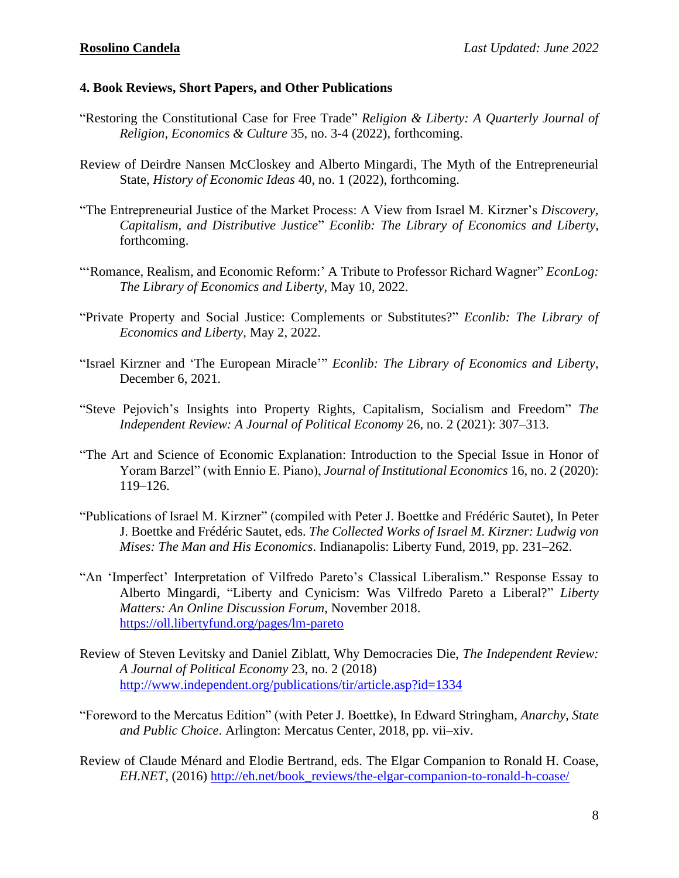### 4. Book Reviews, Short Papers, and Other Publications

"Restoring the Constitutional Case for Free Trade" *Religion & Liberty: A Quarterly Journal of Religion, Economics & Culture* 35, no. 3-4 (2022), forthcoming.

Review of Deirdre Nansen McCloskey and Alberto Mingardi, The Myth of the Entrepreneurial State, *History of Economic Ideas* 40, no. 1 (2022), forthcoming.

"The Entrepreneurial Justice of the Market Process: A View from Israel M. Kirzner's *Discovery, Capitalism, and Distributive Justice*" *Econlib: The Library of Economics and Liberty*, forthcoming.

"'Romance, Realism, and Economic Reform:' A Tribute to Professor Richard Wagner" *EconLog: The Library of Economics and Liberty*, May 10, 2022.

"Private Property and Social Justice: Complements or Substitutes?" *Econlib: The Library of Economics and Liberty*, May 2, 2022.

"Israel Kirzner and 'The European Miracle'" *Econlib: The Library of Economics and Liberty*, December 6, 2021.

"Steve Pejovich's Insights into Property Rights, Capitalism, Socialism and Freedom" *The Independent Review: A Journal of Political Economy* 26, no. 2 (2021): 307–313.

"The Art and Science of Economic Explanation: Introduction to the Special Issue in Honor of Yoram Barzel" (with Ennio E. Piano), *Journal of Institutional Economics* 16, no. 2 (2020): 119–126.

"Publications of Israel M. Kirzner" (compiled with Peter J. Boettke and Frédéric Sautet), In Peter J. Boettke and Frédéric Sautet, eds. *The Collected Works of Israel M. Kirzner: Ludwig von Mises: The Man and His Economics*. Indianapolis: Liberty Fund, 2019, pp. 231–262.

"An 'Imperfect' Interpretation of Vilfredo Pareto's Classical Liberalism." Response Essay to Alberto Mingardi, "Liberty and Cynicism: Was Vilfredo Pareto a Liberal?" *Liberty Matters: An Online Discussion Forum*, November 2018. https://oll.libertyfund.org/pages/lm-pareto

Review of Steven Levitsky and Daniel Ziblatt, Why Democracies Die, *The Independent Review: A Journal of Political Economy* 23, no. 2 (2018) http://www.independent.org/publications/tir/article.asp?id=1334

"Foreword to the Mercatus Edition" (with Peter J. Boettke), In Edward Stringham, *Anarchy, State and Public Choice*. Arlington: Mercatus Center, 2018, pp. vii–xiv.

Review of Claude Ménard and Elodie Bertrand, eds. The Elgar Companion to Ronald H. Coase, *EH.NET*, (2016) http://eh.net/book_reviews/the-elgar-companion-to-ronald-h-coase/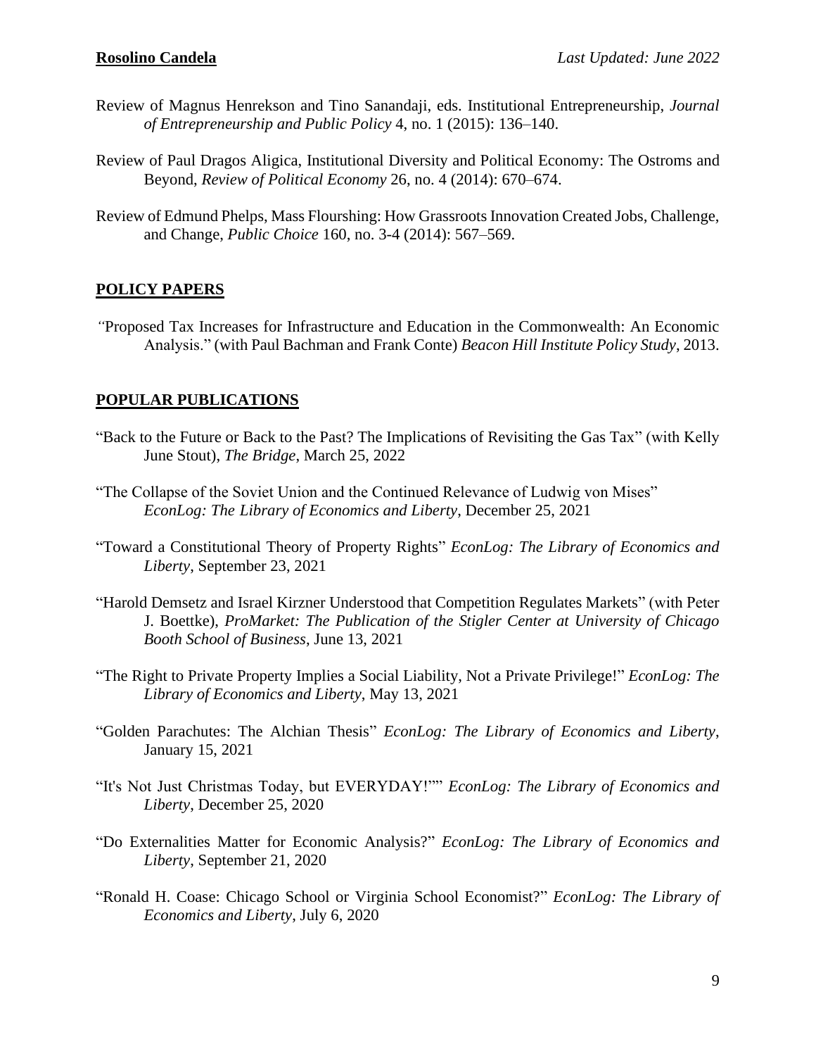Review of Magnus Henrekson and Tino Sanandaji, eds. Institutional Entrepreneurship, *Journal of Entrepreneurship and Public Policy* 4, no. 1 (2015): 136–140.

Review of Paul Dragos Aligica, Institutional Diversity and Political Economy: The Ostroms and Beyond, *Review of Political Economy* 26, no. 4 (2014): 670–674.

Review of Edmund Phelps, Mass Flourshing: How Grassroots Innovation Created Jobs, Challenge, and Change, *Public Choice* 160, no. 3-4 (2014): 567–569.

## POLICY PAPERS

"Proposed Tax Increases for Infrastructure and Education in the Commonwealth: An Economic Analysis." (with Paul Bachman and Frank Conte) *Beacon Hill Institute Policy Study*, 2013.

## POPULAR PUBLICATIONS

"Back to the Future or Back to the Past? The Implications of Revisiting the Gas Tax" (with Kelly June Stout), *The Bridge*, March 25, 2022

"The Collapse of the Soviet Union and the Continued Relevance of Ludwig von Mises" *EconLog: The Library of Economics and Liberty*, December 25, 2021

"Toward a Constitutional Theory of Property Rights" *EconLog: The Library of Economics and Liberty*, September 23, 2021

"Harold Demsetz and Israel Kirzner Understood that Competition Regulates Markets" (with Peter J. Boettke), *ProMarket: The Publication of the Stigler Center at University of Chicago Booth School of Business*, June 13, 2021

"The Right to Private Property Implies a Social Liability, Not a Private Privilege!" *EconLog: The Library of Economics and Liberty*, May 13, 2021

"Golden Parachutes: The Alchian Thesis" *EconLog: The Library of Economics and Liberty*, January 15, 2021

"It's Not Just Christmas Today, but EVERYDAY!"" *EconLog: The Library of Economics and Liberty*, December 25, 2020

"Do Externalities Matter for Economic Analysis?" *EconLog: The Library of Economics and Liberty*, September 21, 2020

"Ronald H. Coase: Chicago School or Virginia School Economist?" *EconLog: The Library of Economics and Liberty*, July 6, 2020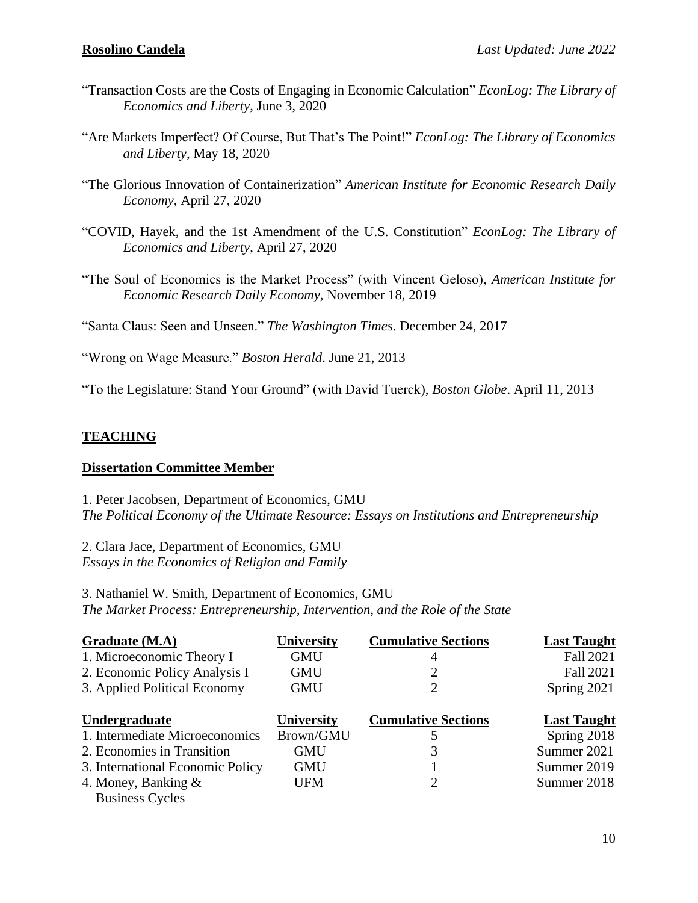"Transaction Costs are the Costs of Engaging in Economic Calculation" *EconLog: The Library of Economics and Liberty*, June 3, 2020

"Are Markets Imperfect? Of Course, But That's The Point!" *EconLog: The Library of Economics and Liberty*, May 18, 2020

"The Glorious Innovation of Containerization" *American Institute for Economic Research Daily Economy*, April 27, 2020

"COVID, Hayek, and the 1st Amendment of the U.S. Constitution" *EconLog: The Library of Economics and Liberty*, April 27, 2020

"The Soul of Economics is the Market Process" (with Vincent Geloso), *American Institute for Economic Research Daily Economy*, November 18, 2019

"Santa Claus: Seen and Unseen." *The Washington Times*. December 24, 2017

"Wrong on Wage Measure." *Boston Herald*. June 21, 2013

"To the Legislature: Stand Your Ground" (with David Tuerck), *Boston Globe*. April 11, 2013

## TEACHING

### Dissertation Committee Member

1. Peter Jacobsen, Department of Economics, GMU
*The Political Economy of the Ultimate Resource: Essays on Institutions and Entrepreneurship*

2. Clara Jace, Department of Economics, GMU
*Essays in the Economics of Religion and Family*

3. Nathaniel W. Smith, Department of Economics, GMU
*The Market Process: Entrepreneurship, Intervention, and the Role of the State*

| Graduate (M.A) | University | Cumulative Sections | Last Taught |
|---|---|---|---|
| 1. Microeconomic Theory I | GMU | 4 | Fall 2021 |
| 2. Economic Policy Analysis I | GMU | 2 | Fall 2021 |
| 3. Applied Political Economy | GMU | 2 | Spring 2021 |

| Undergraduate | University | Cumulative Sections | Last Taught |
|---|---|---|---|
| 1. Intermediate Microeconomics | Brown/GMU | 5 | Spring 2018 |
| 2. Economies in Transition | GMU | 3 | Summer 2021 |
| 3. International Economic Policy | GMU | 1 | Summer 2019 |
| 4. Money, Banking & Business Cycles | UFM | 2 | Summer 2018 |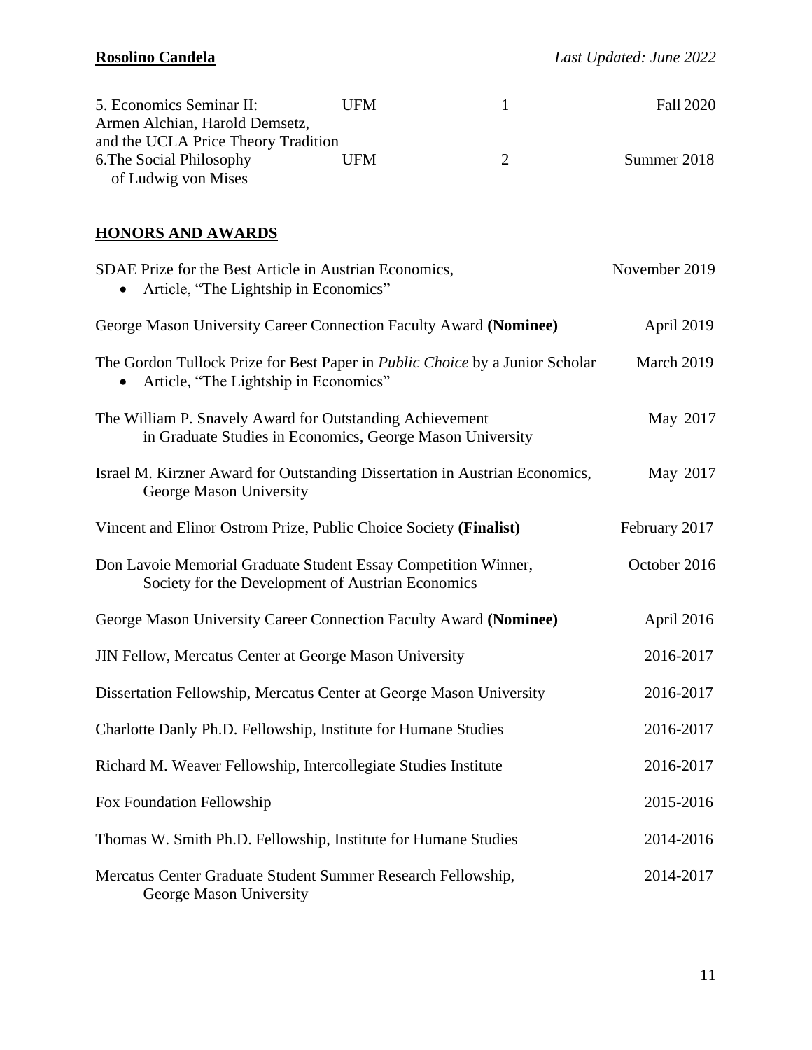| | | | |
|---|---|---|---|
| 5. Economics Seminar II: Armen Alchian, Harold Demsetz, and the UCLA Price Theory Tradition | UFM | 1 | Fall 2020 |
| 6. The Social Philosophy of Ludwig von Mises | UFM | 2 | Summer 2018 |

## HONORS AND AWARDS

SDAE Prize for the Best Article in Austrian Economics, — November 2019
- Article, "The Lightship in Economics"

George Mason University Career Connection Faculty Award **(Nominee)** — April 2019

The Gordon Tullock Prize for Best Paper in *Public Choice* by a Junior Scholar — March 2019
- Article, "The Lightship in Economics"

The William P. Snavely Award for Outstanding Achievement in Graduate Studies in Economics, George Mason University — May 2017

Israel M. Kirzner Award for Outstanding Dissertation in Austrian Economics, George Mason University — May 2017

Vincent and Elinor Ostrom Prize, Public Choice Society **(Finalist)** — February 2017

Don Lavoie Memorial Graduate Student Essay Competition Winner, Society for the Development of Austrian Economics — October 2016

George Mason University Career Connection Faculty Award **(Nominee)** — April 2016

JIN Fellow, Mercatus Center at George Mason University — 2016-2017

Dissertation Fellowship, Mercatus Center at George Mason University — 2016-2017

Charlotte Danly Ph.D. Fellowship, Institute for Humane Studies — 2016-2017

Richard M. Weaver Fellowship, Intercollegiate Studies Institute — 2016-2017

Fox Foundation Fellowship — 2015-2016

Thomas W. Smith Ph.D. Fellowship, Institute for Humane Studies — 2014-2016

Mercatus Center Graduate Student Summer Research Fellowship, George Mason University — 2014-2017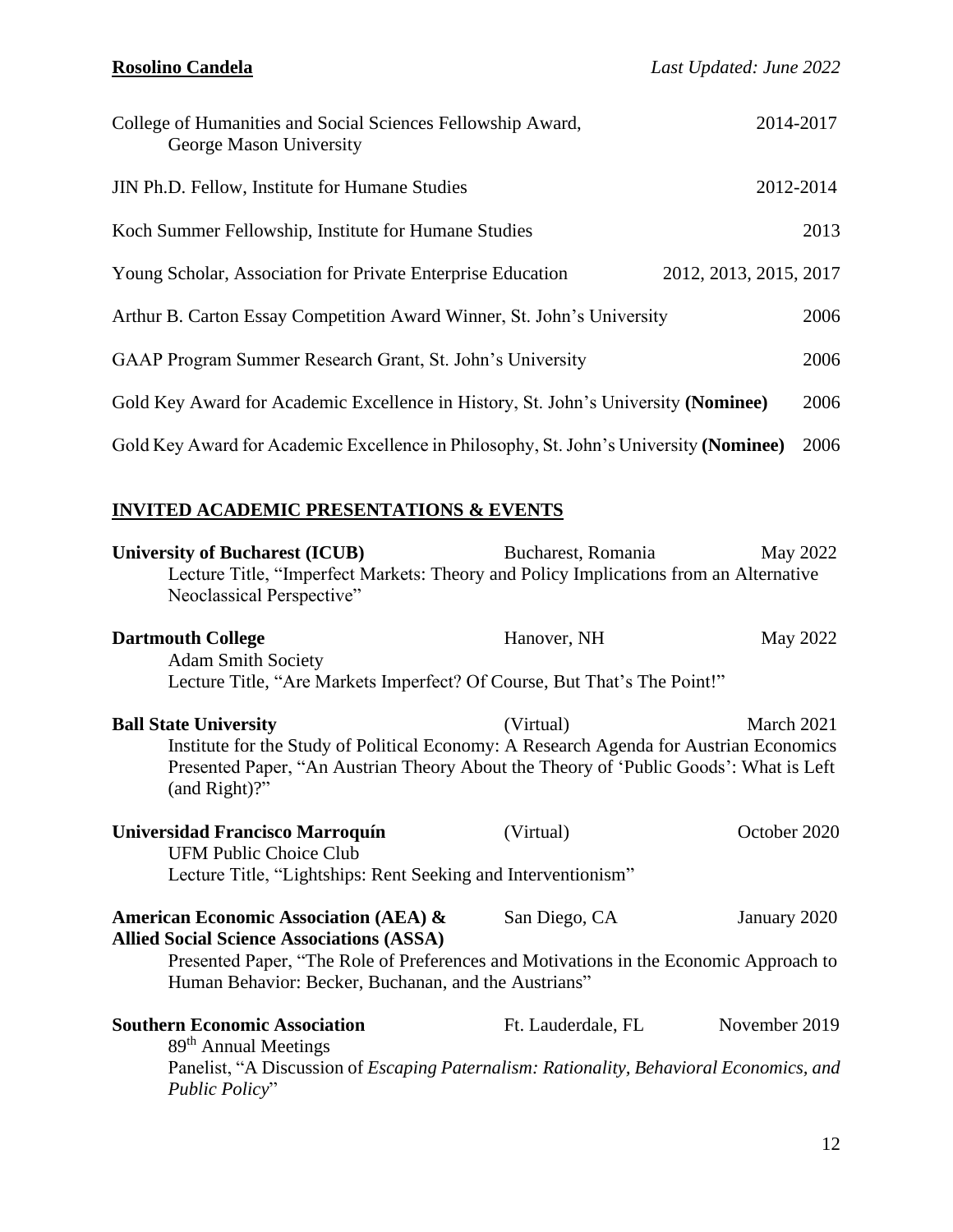College of Humanities and Social Sciences Fellowship Award, George Mason University — 2014-2017

JIN Ph.D. Fellow, Institute for Humane Studies — 2012-2014

Koch Summer Fellowship, Institute for Humane Studies — 2013

Young Scholar, Association for Private Enterprise Education — 2012, 2013, 2015, 2017

Arthur B. Carton Essay Competition Award Winner, St. John's University — 2006

GAAP Program Summer Research Grant, St. John's University — 2006

Gold Key Award for Academic Excellence in History, St. John's University **(Nominee)** — 2006

Gold Key Award for Academic Excellence in Philosophy, St. John's University **(Nominee)** — 2006

## INVITED ACADEMIC PRESENTATIONS & EVENTS

**University of Bucharest (ICUB)** — Bucharest, Romania — May 2022
Lecture Title, "Imperfect Markets: Theory and Policy Implications from an Alternative Neoclassical Perspective"

**Dartmouth College** — Hanover, NH — May 2022
Adam Smith Society
Lecture Title, "Are Markets Imperfect? Of Course, But That's The Point!"

**Ball State University** — (Virtual) — March 2021
Institute for the Study of Political Economy: A Research Agenda for Austrian Economics
Presented Paper, "An Austrian Theory About the Theory of 'Public Goods': What is Left (and Right)?"

**Universidad Francisco Marroquín** — (Virtual) — October 2020
UFM Public Choice Club
Lecture Title, "Lightships: Rent Seeking and Interventionism"

**American Economic Association (AEA) & Allied Social Science Associations (ASSA)** — San Diego, CA — January 2020
Presented Paper, "The Role of Preferences and Motivations in the Economic Approach to Human Behavior: Becker, Buchanan, and the Austrians"

**Southern Economic Association** — Ft. Lauderdale, FL — November 2019
89th Annual Meetings
Panelist, "A Discussion of *Escaping Paternalism: Rationality, Behavioral Economics, and Public Policy*"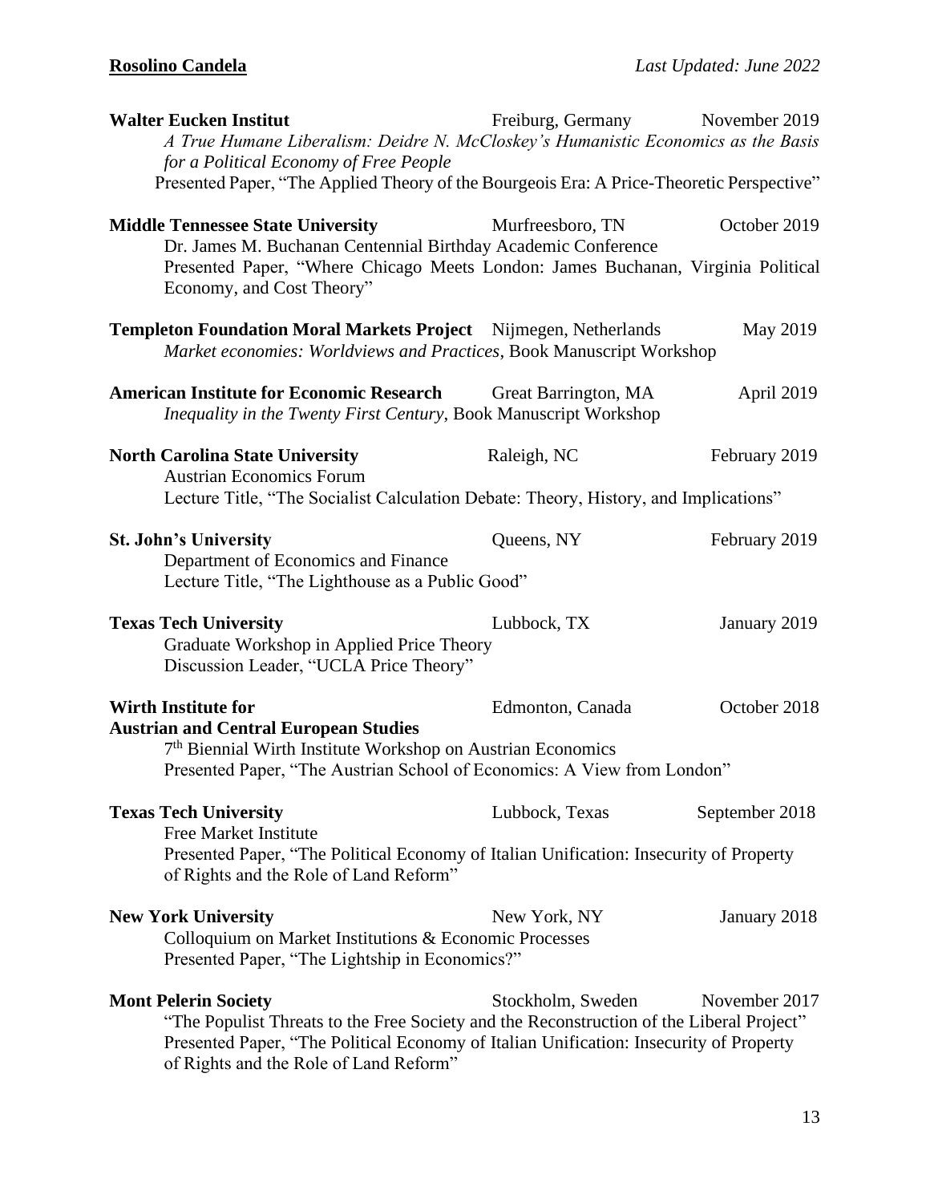**Walter Eucken Institut** Freiburg, Germany November 2019
*A True Humane Liberalism: Deidre N. McCloskey's Humanistic Economics as the Basis for a Political Economy of Free People*
Presented Paper, "The Applied Theory of the Bourgeois Era: A Price-Theoretic Perspective"

**Middle Tennessee State University** Murfreesboro, TN October 2019
Dr. James M. Buchanan Centennial Birthday Academic Conference
Presented Paper, "Where Chicago Meets London: James Buchanan, Virginia Political Economy, and Cost Theory"

**Templeton Foundation Moral Markets Project** Nijmegen, Netherlands May 2019
*Market economies: Worldviews and Practices*, Book Manuscript Workshop

**American Institute for Economic Research** Great Barrington, MA April 2019
*Inequality in the Twenty First Century*, Book Manuscript Workshop

**North Carolina State University** Raleigh, NC February 2019
Austrian Economics Forum
Lecture Title, "The Socialist Calculation Debate: Theory, History, and Implications"

**St. John's University** Queens, NY February 2019
Department of Economics and Finance
Lecture Title, "The Lighthouse as a Public Good"

**Texas Tech University** Lubbock, TX January 2019
Graduate Workshop in Applied Price Theory
Discussion Leader, "UCLA Price Theory"

**Wirth Institute for Austrian and Central European Studies** Edmonton, Canada October 2018
7th Biennial Wirth Institute Workshop on Austrian Economics
Presented Paper, "The Austrian School of Economics: A View from London"

**Texas Tech University** Lubbock, Texas September 2018
Free Market Institute
Presented Paper, "The Political Economy of Italian Unification: Insecurity of Property of Rights and the Role of Land Reform"

**New York University** New York, NY January 2018
Colloquium on Market Institutions & Economic Processes
Presented Paper, "The Lightship in Economics?"

**Mont Pelerin Society** Stockholm, Sweden November 2017
"The Populist Threats to the Free Society and the Reconstruction of the Liberal Project"
Presented Paper, "The Political Economy of Italian Unification: Insecurity of Property of Rights and the Role of Land Reform"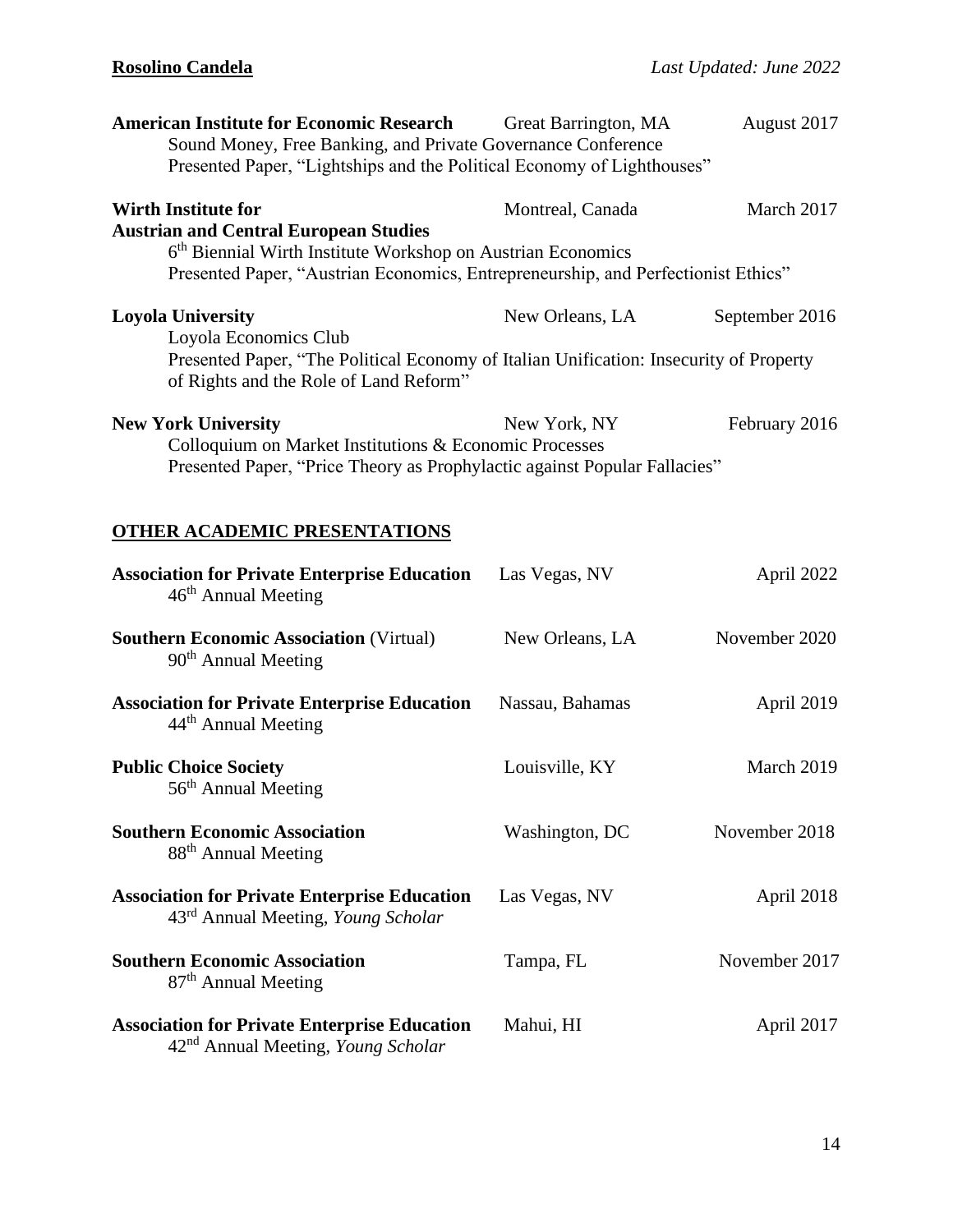**American Institute for Economic Research** — Great Barrington, MA — August 2017
Sound Money, Free Banking, and Private Governance Conference
Presented Paper, "Lightships and the Political Economy of Lighthouses"

**Wirth Institute for Austrian and Central European Studies** — Montreal, Canada — March 2017
6th Biennial Wirth Institute Workshop on Austrian Economics
Presented Paper, "Austrian Economics, Entrepreneurship, and Perfectionist Ethics"

**Loyola University** — New Orleans, LA — September 2016
Loyola Economics Club
Presented Paper, "The Political Economy of Italian Unification: Insecurity of Property of Rights and the Role of Land Reform"

**New York University** — New York, NY — February 2016
Colloquium on Market Institutions & Economic Processes
Presented Paper, "Price Theory as Prophylactic against Popular Fallacies"

## OTHER ACADEMIC PRESENTATIONS

**Association for Private Enterprise Education** — Las Vegas, NV — April 2022
46th Annual Meeting

**Southern Economic Association** (Virtual) — New Orleans, LA — November 2020
90th Annual Meeting

**Association for Private Enterprise Education** — Nassau, Bahamas — April 2019
44th Annual Meeting

**Public Choice Society** — Louisville, KY — March 2019
56th Annual Meeting

**Southern Economic Association** — Washington, DC — November 2018
88th Annual Meeting

**Association for Private Enterprise Education** — Las Vegas, NV — April 2018
43rd Annual Meeting, *Young Scholar*

**Southern Economic Association** — Tampa, FL — November 2017
87th Annual Meeting

**Association for Private Enterprise Education** — Mahui, HI — April 2017
42nd Annual Meeting, *Young Scholar*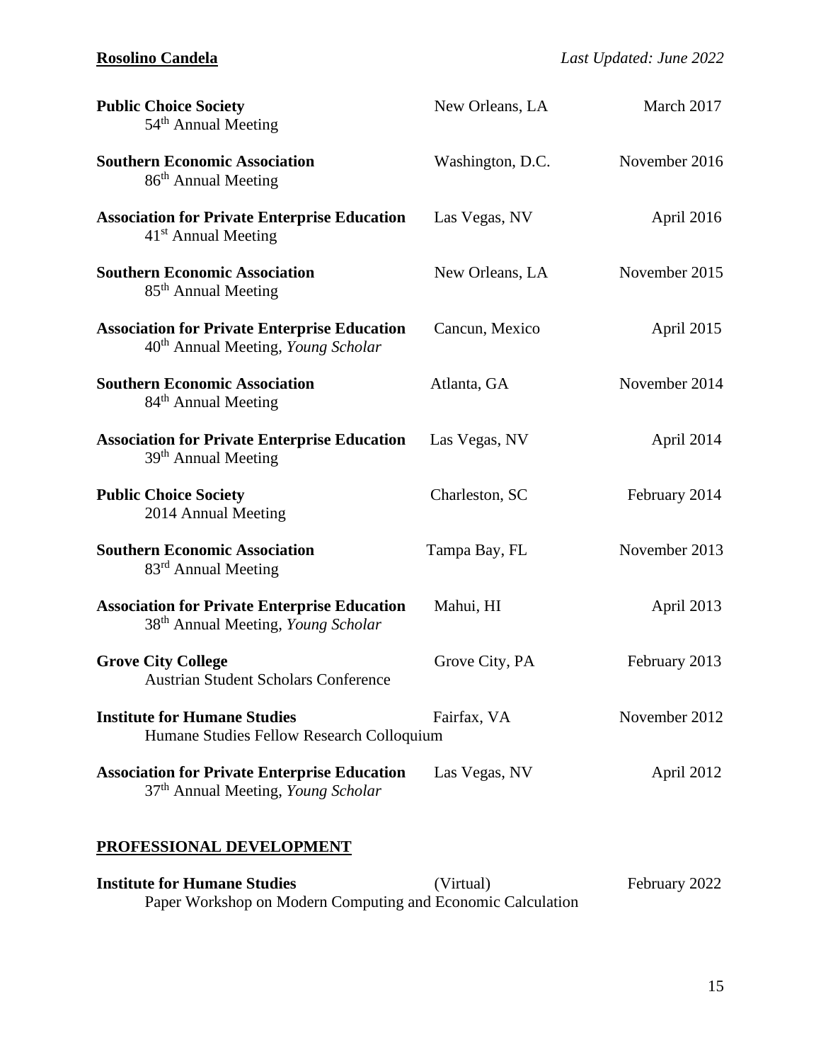**Public Choice Society** | New Orleans, LA | March 2017
54th Annual Meeting

**Southern Economic Association** | Washington, D.C. | November 2016
86th Annual Meeting

**Association for Private Enterprise Education** | Las Vegas, NV | April 2016
41st Annual Meeting

**Southern Economic Association** | New Orleans, LA | November 2015
85th Annual Meeting

**Association for Private Enterprise Education** | Cancun, Mexico | April 2015
40th Annual Meeting, *Young Scholar*

**Southern Economic Association** | Atlanta, GA | November 2014
84th Annual Meeting

**Association for Private Enterprise Education** | Las Vegas, NV | April 2014
39th Annual Meeting

**Public Choice Society** | Charleston, SC | February 2014
2014 Annual Meeting

**Southern Economic Association** | Tampa Bay, FL | November 2013
83rd Annual Meeting

**Association for Private Enterprise Education** | Mahui, HI | April 2013
38th Annual Meeting, *Young Scholar*

**Grove City College** | Grove City, PA | February 2013
Austrian Student Scholars Conference

**Institute for Humane Studies** | Fairfax, VA | November 2012
Humane Studies Fellow Research Colloquium

**Association for Private Enterprise Education** | Las Vegas, NV | April 2012
37th Annual Meeting, *Young Scholar*

## PROFESSIONAL DEVELOPMENT

**Institute for Humane Studies** | (Virtual) | February 2022
Paper Workshop on Modern Computing and Economic Calculation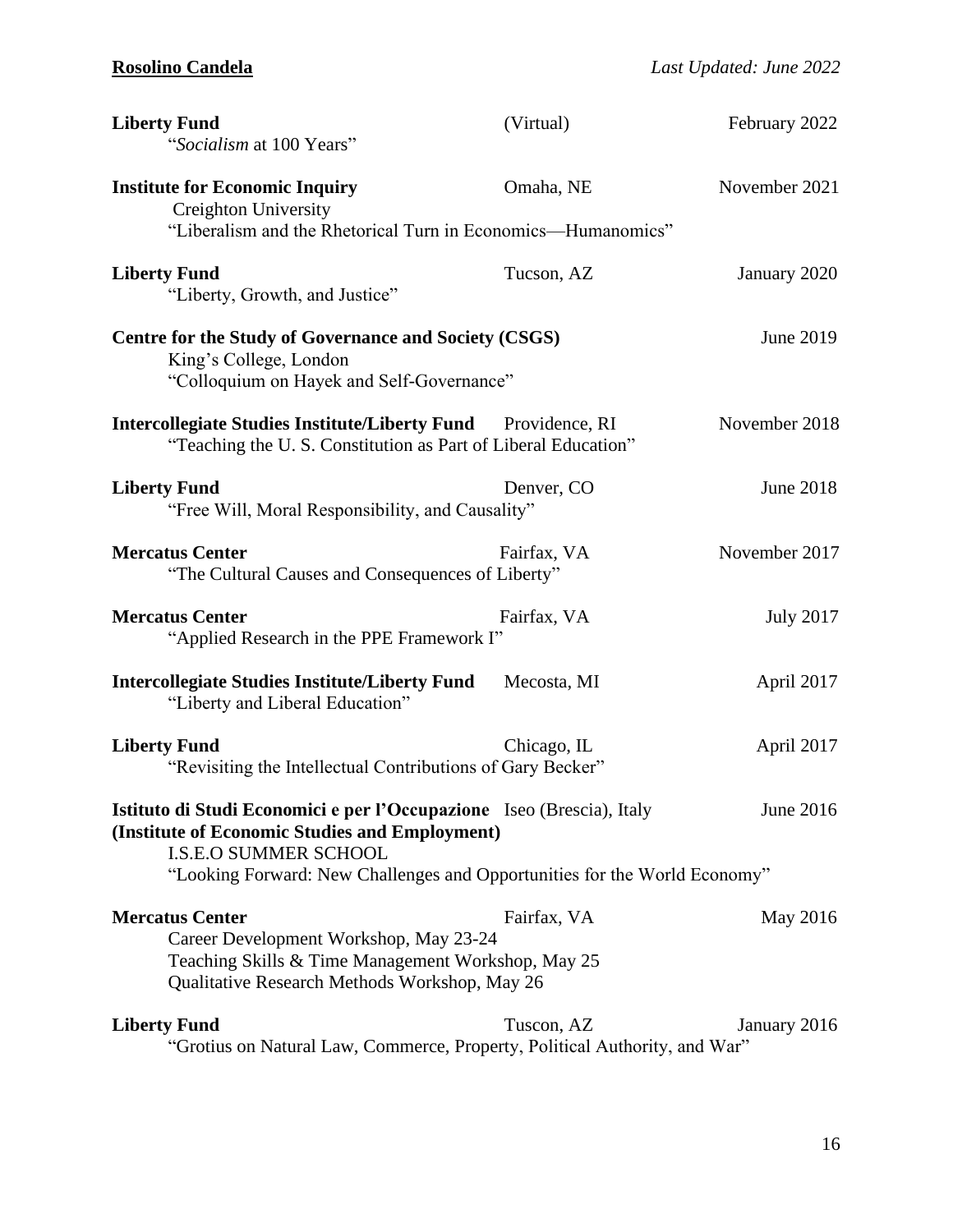**Liberty Fund** (Virtual) February 2022
"*Socialism* at 100 Years"

**Institute for Economic Inquiry** Omaha, NE November 2021
Creighton University
"Liberalism and the Rhetorical Turn in Economics—Humanomics"

**Liberty Fund** Tucson, AZ January 2020
"Liberty, Growth, and Justice"

**Centre for the Study of Governance and Society (CSGS)** June 2019
King's College, London
"Colloquium on Hayek and Self-Governance"

**Intercollegiate Studies Institute/Liberty Fund** Providence, RI November 2018
"Teaching the U. S. Constitution as Part of Liberal Education"

**Liberty Fund** Denver, CO June 2018
"Free Will, Moral Responsibility, and Causality"

**Mercatus Center** Fairfax, VA November 2017
"The Cultural Causes and Consequences of Liberty"

**Mercatus Center** Fairfax, VA July 2017
"Applied Research in the PPE Framework I"

**Intercollegiate Studies Institute/Liberty Fund** Mecosta, MI April 2017
"Liberty and Liberal Education"

**Liberty Fund** Chicago, IL April 2017
"Revisiting the Intellectual Contributions of Gary Becker"

**Istituto di Studi Economici e per l'Occupazione** Iseo (Brescia), Italy June 2016
**(Institute of Economic Studies and Employment)**
I.S.E.O SUMMER SCHOOL
"Looking Forward: New Challenges and Opportunities for the World Economy"

**Mercatus Center** Fairfax, VA May 2016
Career Development Workshop, May 23-24
Teaching Skills & Time Management Workshop, May 25
Qualitative Research Methods Workshop, May 26

**Liberty Fund** Tuscon, AZ January 2016
"Grotius on Natural Law, Commerce, Property, Political Authority, and War"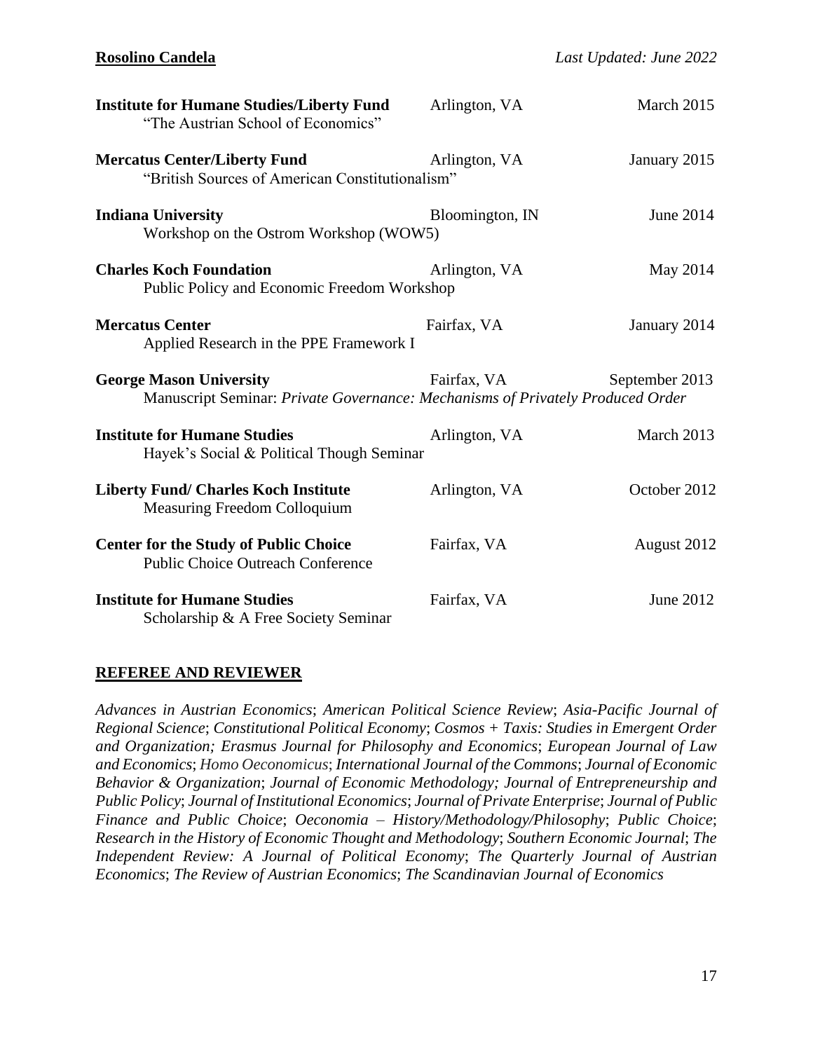**Institute for Humane Studies/Liberty Fund** Arlington, VA March 2015
"The Austrian School of Economics"

**Mercatus Center/Liberty Fund** Arlington, VA January 2015
"British Sources of American Constitutionalism"

**Indiana University** Bloomington, IN June 2014
Workshop on the Ostrom Workshop (WOW5)

**Charles Koch Foundation** Arlington, VA May 2014
Public Policy and Economic Freedom Workshop

**Mercatus Center** Fairfax, VA January 2014
Applied Research in the PPE Framework I

**George Mason University** Fairfax, VA September 2013
Manuscript Seminar: *Private Governance: Mechanisms of Privately Produced Order*

**Institute for Humane Studies** Arlington, VA March 2013
Hayek's Social & Political Though Seminar

**Liberty Fund/ Charles Koch Institute** Arlington, VA October 2012
Measuring Freedom Colloquium

**Center for the Study of Public Choice** Fairfax, VA August 2012
Public Choice Outreach Conference

**Institute for Humane Studies** Fairfax, VA June 2012
Scholarship & A Free Society Seminar

## REFEREE AND REVIEWER

*Advances in Austrian Economics*; *American Political Science Review*; *Asia-Pacific Journal of Regional Science*; *Constitutional Political Economy*; *Cosmos + Taxis: Studies in Emergent Order and Organization; Erasmus Journal for Philosophy and Economics*; *European Journal of Law and Economics*; *Homo Oeconomicus*; *International Journal of the Commons*; *Journal of Economic Behavior & Organization*; *Journal of Economic Methodology; Journal of Entrepreneurship and Public Policy*; *Journal of Institutional Economics*; *Journal of Private Enterprise*; *Journal of Public Finance and Public Choice*; *Oeconomia – History/Methodology/Philosophy*; *Public Choice*; *Research in the History of Economic Thought and Methodology*; *Southern Economic Journal*; *The Independent Review: A Journal of Political Economy*; *The Quarterly Journal of Austrian Economics*; *The Review of Austrian Economics*; *The Scandinavian Journal of Economics*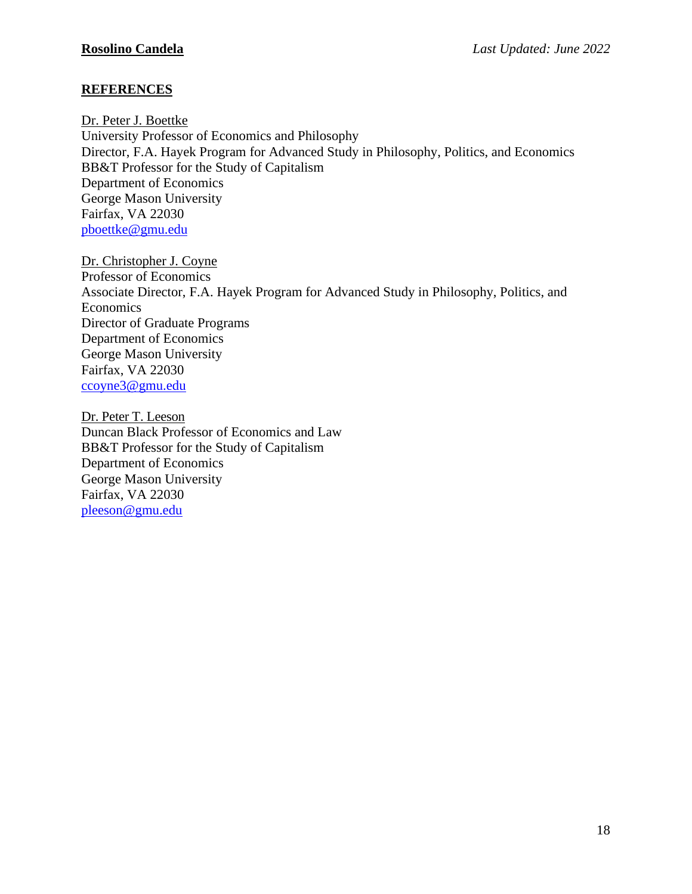## REFERENCES

Dr. Peter J. Boettke
University Professor of Economics and Philosophy
Director, F.A. Hayek Program for Advanced Study in Philosophy, Politics, and Economics
BB&T Professor for the Study of Capitalism
Department of Economics
George Mason University
Fairfax, VA 22030
pboettke@gmu.edu

Dr. Christopher J. Coyne
Professor of Economics
Associate Director, F.A. Hayek Program for Advanced Study in Philosophy, Politics, and Economics
Director of Graduate Programs
Department of Economics
George Mason University
Fairfax, VA 22030
ccoyne3@gmu.edu

Dr. Peter T. Leeson
Duncan Black Professor of Economics and Law
BB&T Professor for the Study of Capitalism
Department of Economics
George Mason University
Fairfax, VA 22030
pleeson@gmu.edu